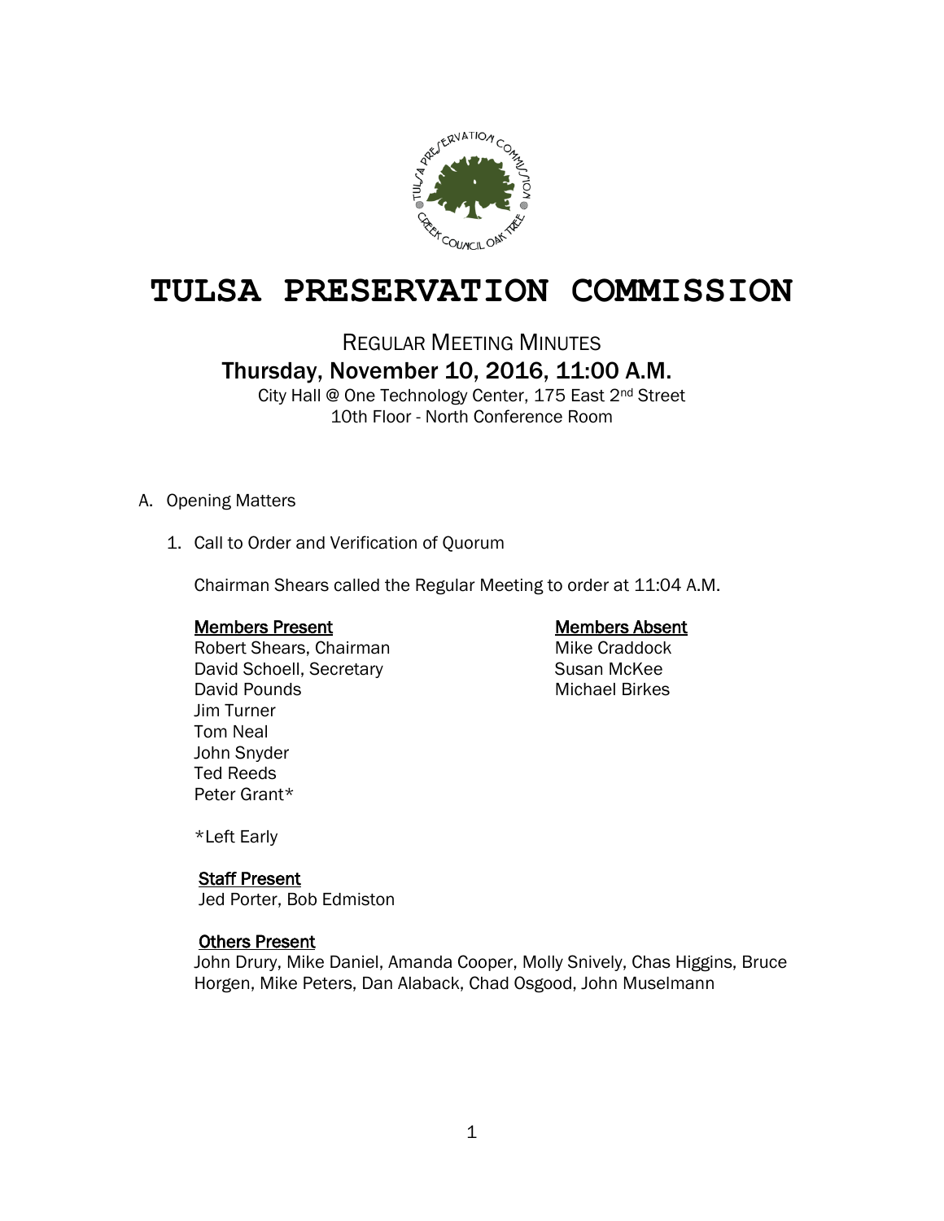# TULSA PRESERVATION COMMISSION

REGULAR MEETING MINUTES

## Thursday, November 10, 2016, 11:00 A.M.

City Hall @ One Technology Center, 175 East 2nd Street
10th Floor - North Conference Room

A. Opening Matters

1. Call to Order and Verification of Quorum

   Chairman Shears called the Regular Meeting to order at 11:04 A.M.

   <u>Members Present</u>
   Robert Shears, Chairman
   David Schoell, Secretary
   David Pounds
   Jim Turner
   Tom Neal
   John Snyder
   Ted Reeds
   Peter Grant*

   <u>Members Absent</u>
   Mike Craddock
   Susan McKee
   Michael Birkes

   *Left Early

   <u>Staff Present</u>
   Jed Porter, Bob Edmiston

   <u>Others Present</u>
   John Drury, Mike Daniel, Amanda Cooper, Molly Snively, Chas Higgins, Bruce Horgen, Mike Peters, Dan Alaback, Chad Osgood, John Muselmann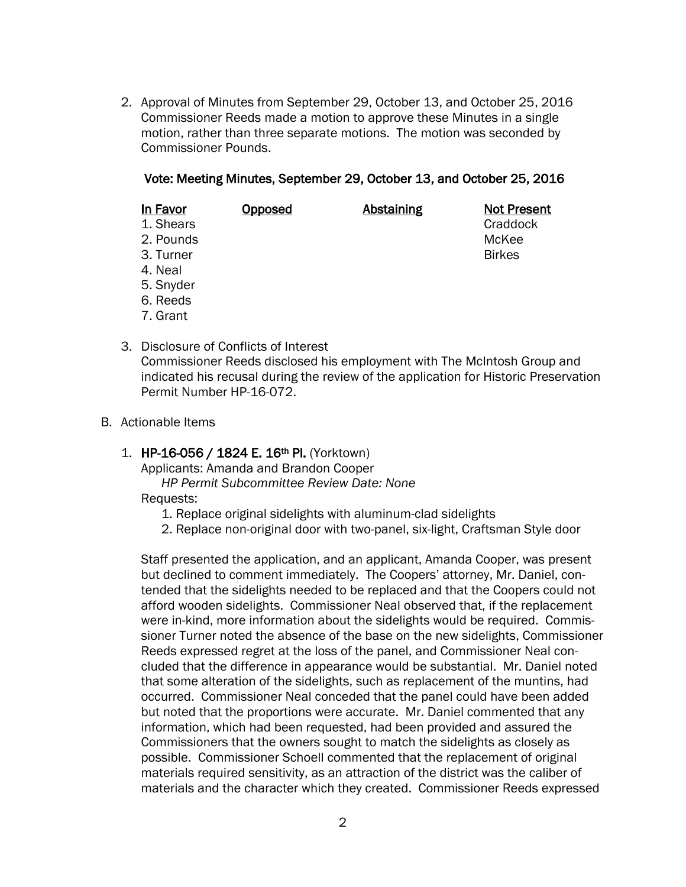2. Approval of Minutes from September 29, October 13, and October 25, 2016
   Commissioner Reeds made a motion to approve these Minutes in a single motion, rather than three separate motions. The motion was seconded by Commissioner Pounds.

   **Vote: Meeting Minutes, September 29, October 13, and October 25, 2016**

   | In Favor | Opposed | Abstaining | Not Present |
   |---|---|---|---|
   | 1. Shears | | | Craddock |
   | 2. Pounds | | | McKee |
   | 3. Turner | | | Birkes |
   | 4. Neal | | | |
   | 5. Snyder | | | |
   | 6. Reeds | | | |
   | 7. Grant | | | |

3. Disclosure of Conflicts of Interest
   Commissioner Reeds disclosed his employment with The McIntosh Group and indicated his recusal during the review of the application for Historic Preservation Permit Number HP-16-072.

B. Actionable Items

   1. **HP-16-056 / 1824 E. 16th Pl.** (Yorktown)
      Applicants: Amanda and Brandon Cooper
      *HP Permit Subcommittee Review Date: None*
      Requests:
      1. Replace original sidelights with aluminum-clad sidelights
      2. Replace non-original door with two-panel, six-light, Craftsman Style door

      Staff presented the application, and an applicant, Amanda Cooper, was present but declined to comment immediately. The Coopers' attorney, Mr. Daniel, contended that the sidelights needed to be replaced and that the Coopers could not afford wooden sidelights. Commissioner Neal observed that, if the replacement were in-kind, more information about the sidelights would be required. Commissioner Turner noted the absence of the base on the new sidelights, Commissioner Reeds expressed regret at the loss of the panel, and Commissioner Neal concluded that the difference in appearance would be substantial. Mr. Daniel noted that some alteration of the sidelights, such as replacement of the muntins, had occurred. Commissioner Neal conceded that the panel could have been added but noted that the proportions were accurate. Mr. Daniel commented that any information, which had been requested, had been provided and assured the Commissioners that the owners sought to match the sidelights as closely as possible. Commissioner Schoell commented that the replacement of original materials required sensitivity, as an attraction of the district was the caliber of materials and the character which they created. Commissioner Reeds expressed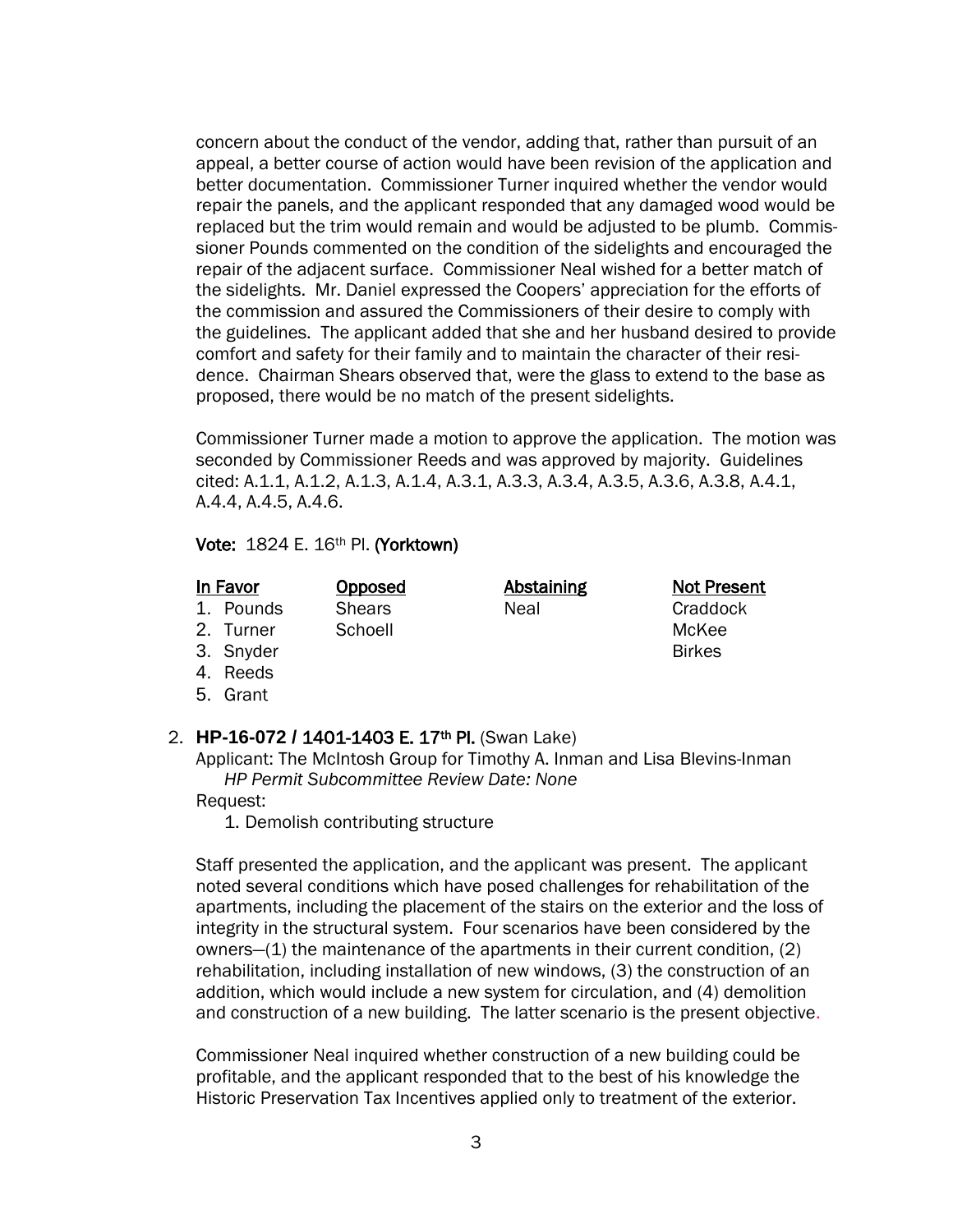concern about the conduct of the vendor, adding that, rather than pursuit of an appeal, a better course of action would have been revision of the application and better documentation. Commissioner Turner inquired whether the vendor would repair the panels, and the applicant responded that any damaged wood would be replaced but the trim would remain and would be adjusted to be plumb. Commissioner Pounds commented on the condition of the sidelights and encouraged the repair of the adjacent surface. Commissioner Neal wished for a better match of the sidelights. Mr. Daniel expressed the Coopers' appreciation for the efforts of the commission and assured the Commissioners of their desire to comply with the guidelines. The applicant added that she and her husband desired to provide comfort and safety for their family and to maintain the character of their residence. Chairman Shears observed that, were the glass to extend to the base as proposed, there would be no match of the present sidelights.

Commissioner Turner made a motion to approve the application. The motion was seconded by Commissioner Reeds and was approved by majority. Guidelines cited: A.1.1, A.1.2, A.1.3, A.1.4, A.3.1, A.3.3, A.3.4, A.3.5, A.3.6, A.3.8, A.4.1, A.4.4, A.4.5, A.4.6.

**Vote:** 1824 E. 16th Pl. **(Yorktown)**

| In Favor | Opposed | Abstaining | Not Present |
|---|---|---|---|
| 1. Pounds | Shears | Neal | Craddock |
| 2. Turner | Schoell | | McKee |
| 3. Snyder | | | Birkes |
| 4. Reeds | | | |
| 5. Grant | | | |

2. **HP-16-072 / 1401-1403 E. 17th Pl.** (Swan Lake)
   Applicant: The McIntosh Group for Timothy A. Inman and Lisa Blevins-Inman
   *HP Permit Subcommittee Review Date: None*
   Request:
   1. Demolish contributing structure

Staff presented the application, and the applicant was present. The applicant noted several conditions which have posed challenges for rehabilitation of the apartments, including the placement of the stairs on the exterior and the loss of integrity in the structural system. Four scenarios have been considered by the owners—(1) the maintenance of the apartments in their current condition, (2) rehabilitation, including installation of new windows, (3) the construction of an addition, which would include a new system for circulation, and (4) demolition and construction of a new building. The latter scenario is the present objective.

Commissioner Neal inquired whether construction of a new building could be profitable, and the applicant responded that to the best of his knowledge the Historic Preservation Tax Incentives applied only to treatment of the exterior.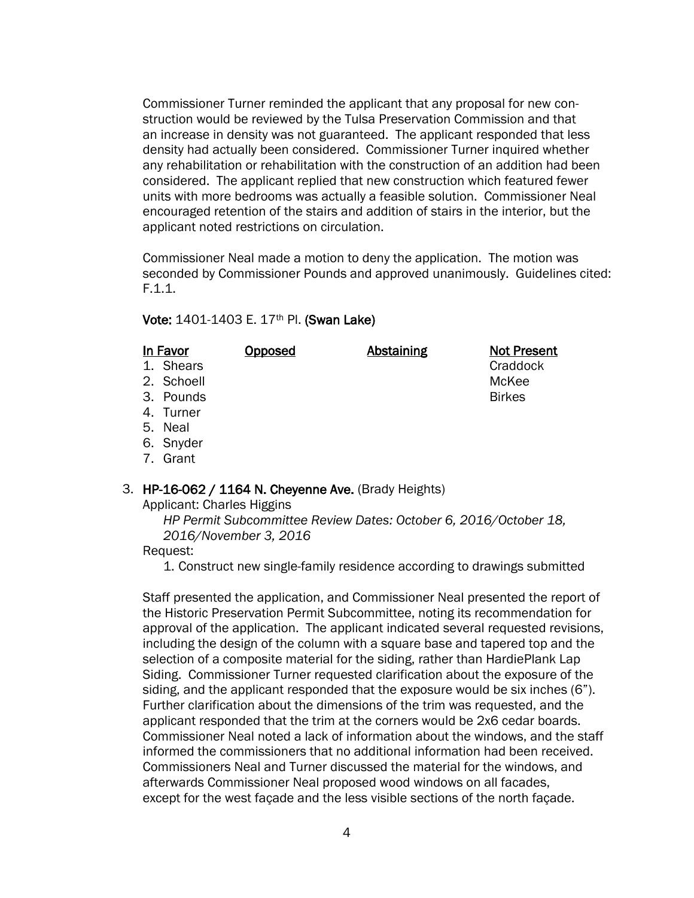Commissioner Turner reminded the applicant that any proposal for new construction would be reviewed by the Tulsa Preservation Commission and that an increase in density was not guaranteed. The applicant responded that less density had actually been considered. Commissioner Turner inquired whether any rehabilitation or rehabilitation with the construction of an addition had been considered. The applicant replied that new construction which featured fewer units with more bedrooms was actually a feasible solution. Commissioner Neal encouraged retention of the stairs and addition of stairs in the interior, but the applicant noted restrictions on circulation.

Commissioner Neal made a motion to deny the application. The motion was seconded by Commissioner Pounds and approved unanimously. Guidelines cited: F.1.1.

**Vote:** 1401-1403 E. 17th Pl. **(Swan Lake)**

| In Favor | Opposed | Abstaining | Not Present |
|---|---|---|---|
| 1. Shears | | | Craddock |
| 2. Schoell | | | McKee |
| 3. Pounds | | | Birkes |
| 4. Turner | | | |
| 5. Neal | | | |
| 6. Snyder | | | |
| 7. Grant | | | |

3. **HP-16-062 / 1164 N. Cheyenne Ave.** (Brady Heights)

Applicant: Charles Higgins

*HP Permit Subcommittee Review Dates: October 6, 2016/October 18, 2016/November 3, 2016*

Request:

1. Construct new single-family residence according to drawings submitted

Staff presented the application, and Commissioner Neal presented the report of the Historic Preservation Permit Subcommittee, noting its recommendation for approval of the application. The applicant indicated several requested revisions, including the design of the column with a square base and tapered top and the selection of a composite material for the siding, rather than HardiePlank Lap Siding. Commissioner Turner requested clarification about the exposure of the siding, and the applicant responded that the exposure would be six inches (6"). Further clarification about the dimensions of the trim was requested, and the applicant responded that the trim at the corners would be 2x6 cedar boards. Commissioner Neal noted a lack of information about the windows, and the staff informed the commissioners that no additional information had been received. Commissioners Neal and Turner discussed the material for the windows, and afterwards Commissioner Neal proposed wood windows on all facades, except for the west façade and the less visible sections of the north façade.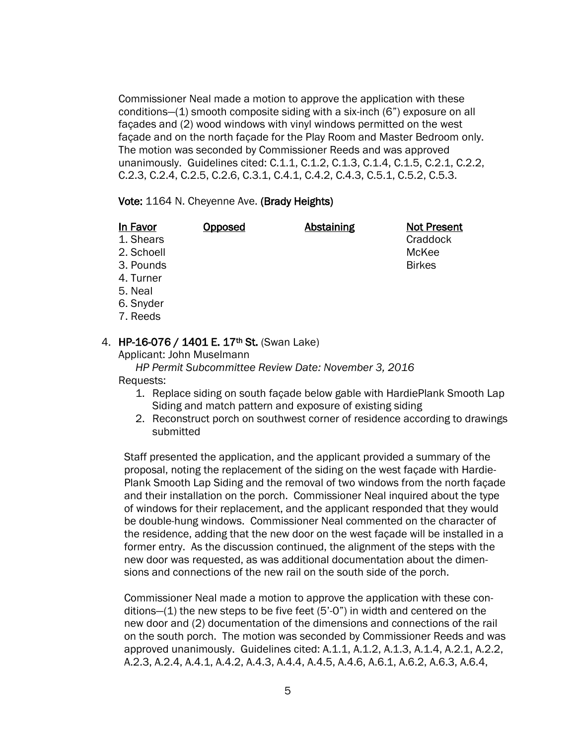Commissioner Neal made a motion to approve the application with these conditions—(1) smooth composite siding with a six-inch (6”) exposure on all façades and (2) wood windows with vinyl windows permitted on the west façade and on the north façade for the Play Room and Master Bedroom only. The motion was seconded by Commissioner Reeds and was approved unanimously. Guidelines cited: C.1.1, C.1.2, C.1.3, C.1.4, C.1.5, C.2.1, C.2.2, C.2.3, C.2.4, C.2.5, C.2.6, C.3.1, C.4.1, C.4.2, C.4.3, C.5.1, C.5.2, C.5.3.

**Vote:** 1164 N. Cheyenne Ave. **(Brady Heights)**

| In Favor | Opposed | Abstaining | Not Present |
|---|---|---|---|
| 1. Shears | | | Craddock |
| 2. Schoell | | | McKee |
| 3. Pounds | | | Birkes |
| 4. Turner | | | |
| 5. Neal | | | |
| 6. Snyder | | | |
| 7. Reeds | | | |

4. **HP-16-076 / 1401 E. 17th St.** (Swan Lake)

Applicant: John Muselmann

*HP Permit Subcommittee Review Date: November 3, 2016*

Requests:

1. Replace siding on south façade below gable with HardiePlank Smooth Lap Siding and match pattern and exposure of existing siding
2. Reconstruct porch on southwest corner of residence according to drawings submitted

Staff presented the application, and the applicant provided a summary of the proposal, noting the replacement of the siding on the west façade with Hardie-Plank Smooth Lap Siding and the removal of two windows from the north façade and their installation on the porch. Commissioner Neal inquired about the type of windows for their replacement, and the applicant responded that they would be double-hung windows. Commissioner Neal commented on the character of the residence, adding that the new door on the west façade will be installed in a former entry. As the discussion continued, the alignment of the steps with the new door was requested, as was additional documentation about the dimensions and connections of the new rail on the south side of the porch.

Commissioner Neal made a motion to approve the application with these conditions—(1) the new steps to be five feet (5’-0”) in width and centered on the new door and (2) documentation of the dimensions and connections of the rail on the south porch. The motion was seconded by Commissioner Reeds and was approved unanimously. Guidelines cited: A.1.1, A.1.2, A.1.3, A.1.4, A.2.1, A.2.2, A.2.3, A.2.4, A.4.1, A.4.2, A.4.3, A.4.4, A.4.5, A.4.6, A.6.1, A.6.2, A.6.3, A.6.4,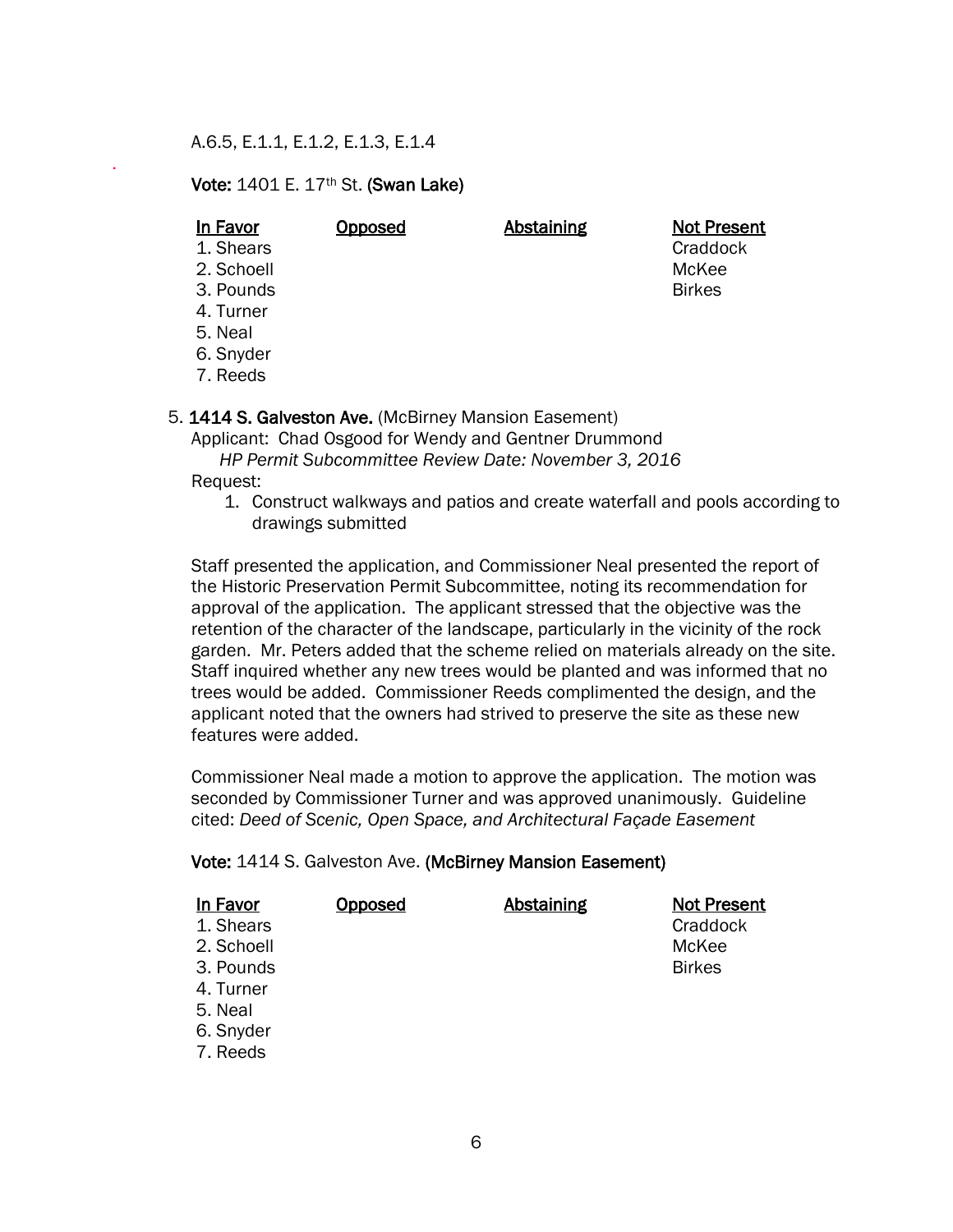A.6.5, E.1.1, E.1.2, E.1.3, E.1.4

**Vote:** 1401 E. 17th St. **(Swan Lake)**

| In Favor | Opposed | Abstaining | Not Present |
|---|---|---|---|
| 1. Shears | | | Craddock |
| 2. Schoell | | | McKee |
| 3. Pounds | | | Birkes |
| 4. Turner | | | |
| 5. Neal | | | |
| 6. Snyder | | | |
| 7. Reeds | | | |

5. **1414 S. Galveston Ave.** (McBirney Mansion Easement)
   Applicant: Chad Osgood for Wendy and Gentner Drummond
   *HP Permit Subcommittee Review Date: November 3, 2016*
   Request:
   1. Construct walkways and patios and create waterfall and pools according to drawings submitted

Staff presented the application, and Commissioner Neal presented the report of the Historic Preservation Permit Subcommittee, noting its recommendation for approval of the application. The applicant stressed that the objective was the retention of the character of the landscape, particularly in the vicinity of the rock garden. Mr. Peters added that the scheme relied on materials already on the site. Staff inquired whether any new trees would be planted and was informed that no trees would be added. Commissioner Reeds complimented the design, and the applicant noted that the owners had strived to preserve the site as these new features were added.

Commissioner Neal made a motion to approve the application. The motion was seconded by Commissioner Turner and was approved unanimously. Guideline cited: *Deed of Scenic, Open Space, and Architectural Façade Easement*

**Vote:** 1414 S. Galveston Ave. **(McBirney Mansion Easement)**

| In Favor | Opposed | Abstaining | Not Present |
|---|---|---|---|
| 1. Shears | | | Craddock |
| 2. Schoell | | | McKee |
| 3. Pounds | | | Birkes |
| 4. Turner | | | |
| 5. Neal | | | |
| 6. Snyder | | | |
| 7. Reeds | | | |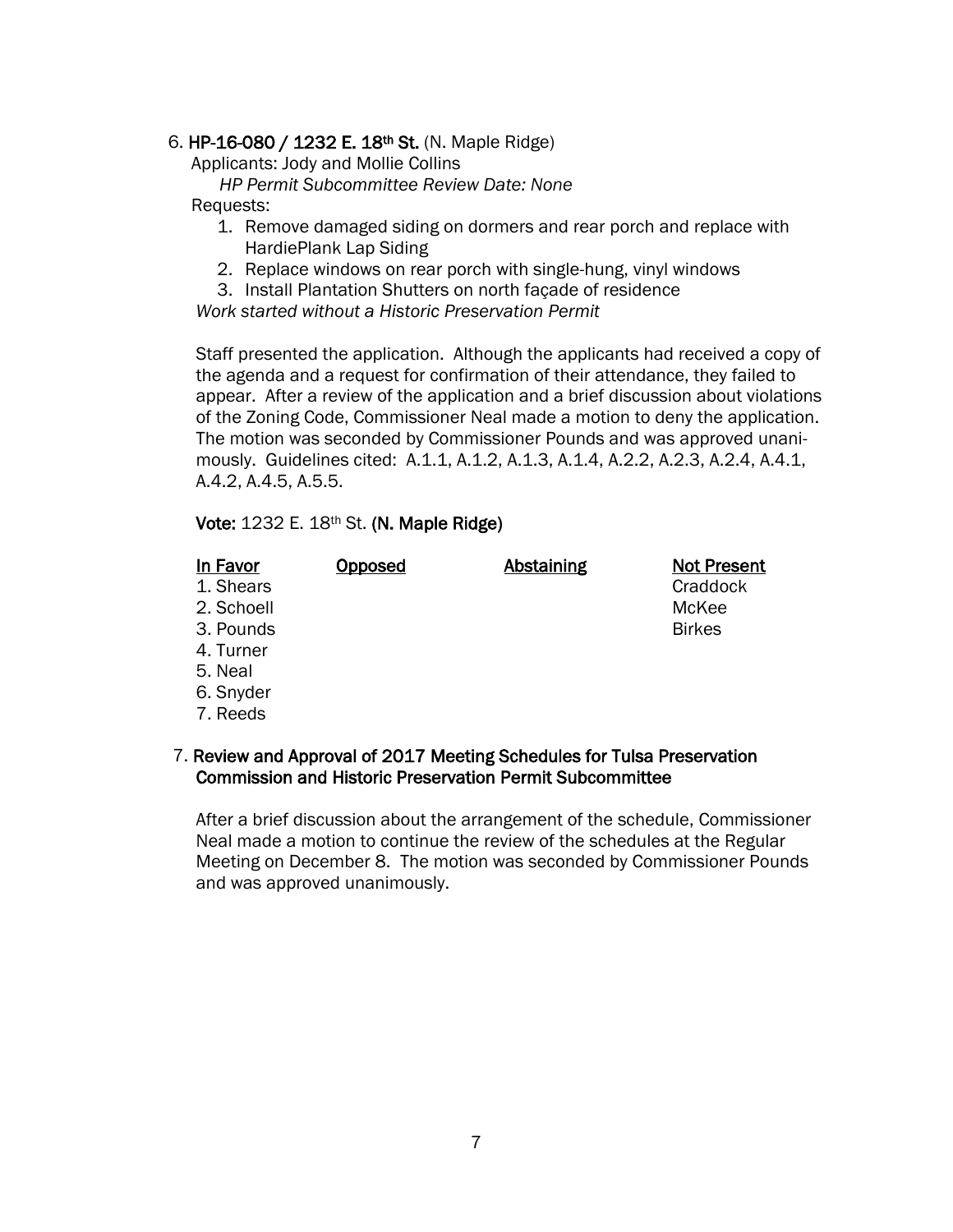6. **HP-16-080 / 1232 E. 18th St.** (N. Maple Ridge)

Applicants: Jody and Mollie Collins

*HP Permit Subcommittee Review Date: None*

Requests:

1. Remove damaged siding on dormers and rear porch and replace with HardiePlank Lap Siding
2. Replace windows on rear porch with single-hung, vinyl windows
3. Install Plantation Shutters on north façade of residence

*Work started without a Historic Preservation Permit*

Staff presented the application. Although the applicants had received a copy of the agenda and a request for confirmation of their attendance, they failed to appear. After a review of the application and a brief discussion about violations of the Zoning Code, Commissioner Neal made a motion to deny the application. The motion was seconded by Commissioner Pounds and was approved unanimously. Guidelines cited: A.1.1, A.1.2, A.1.3, A.1.4, A.2.2, A.2.3, A.2.4, A.4.1, A.4.2, A.4.5, A.5.5.

**Vote:** 1232 E. 18th St. **(N. Maple Ridge)**

| In Favor | Opposed | Abstaining | Not Present |
|---|---|---|---|
| 1. Shears | | | Craddock |
| 2. Schoell | | | McKee |
| 3. Pounds | | | Birkes |
| 4. Turner | | | |
| 5. Neal | | | |
| 6. Snyder | | | |
| 7. Reeds | | | |

7. **Review and Approval of 2017 Meeting Schedules for Tulsa Preservation Commission and Historic Preservation Permit Subcommittee**

After a brief discussion about the arrangement of the schedule, Commissioner Neal made a motion to continue the review of the schedules at the Regular Meeting on December 8. The motion was seconded by Commissioner Pounds and was approved unanimously.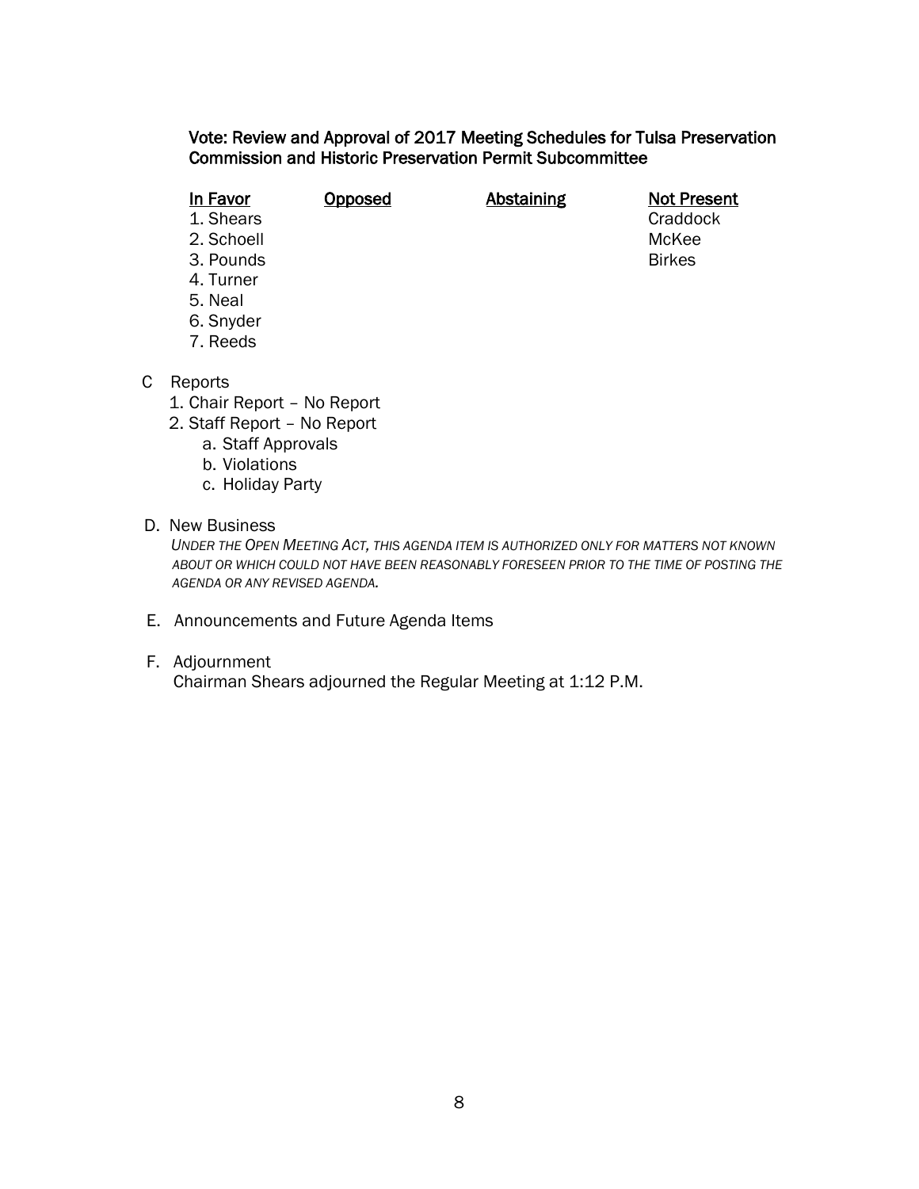**Vote: Review and Approval of 2017 Meeting Schedules for Tulsa Preservation Commission and Historic Preservation Permit Subcommittee**

| In Favor | Opposed | Abstaining | Not Present |
|---|---|---|---|
| 1. Shears | | | Craddock |
| 2. Schoell | | | McKee |
| 3. Pounds | | | Birkes |
| 4. Turner | | | |
| 5. Neal | | | |
| 6. Snyder | | | |
| 7. Reeds | | | |

C Reports
1. Chair Report – No Report
2. Staff Report – No Report
   a. Staff Approvals
   b. Violations
   c. Holiday Party

D. New Business
*UNDER THE OPEN MEETING ACT, THIS AGENDA ITEM IS AUTHORIZED ONLY FOR MATTERS NOT KNOWN ABOUT OR WHICH COULD NOT HAVE BEEN REASONABLY FORESEEN PRIOR TO THE TIME OF POSTING THE AGENDA OR ANY REVISED AGENDA.*

E. Announcements and Future Agenda Items

F. Adjournment
Chairman Shears adjourned the Regular Meeting at 1:12 P.M.